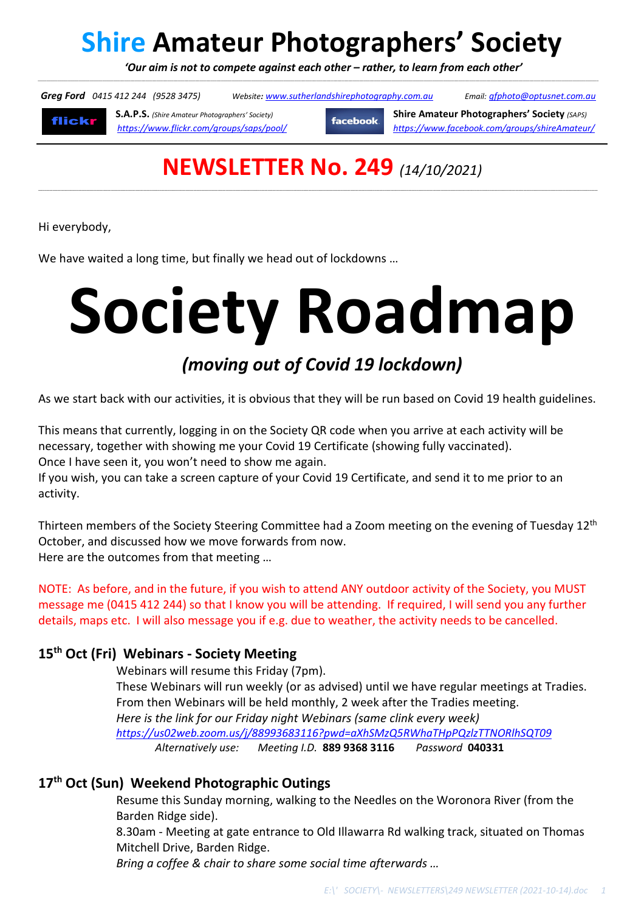# Shire Amateur Photographers' Society

*'Our aim is not to compete against each other – rather, to learn from each other'*

***Greg Ford*** *0415 412 244 (9528 3475)* *Website:* *www.sutherlandshirephotography.com.au* *Email:* *gfphoto@optusnet.com.au*

flickr **S.A.P.S.** *(Shire Amateur Photographers' Society)* *https://www.flickr.com/groups/saps/pool/*

facebook **Shire Amateur Photographers' Society** *(SAPS)* *https://www.facebook.com/groups/shireAmateur/*

## NEWSLETTER No. 249 *(14/10/2021)*

Hi everybody,

We have waited a long time, but finally we head out of lockdowns …

# Society Roadmap

## *(moving out of Covid 19 lockdown)*

As we start back with our activities, it is obvious that they will be run based on Covid 19 health guidelines.

This means that currently, logging in on the Society QR code when you arrive at each activity will be necessary, together with showing me your Covid 19 Certificate (showing fully vaccinated).
Once I have seen it, you won't need to show me again.
If you wish, you can take a screen capture of your Covid 19 Certificate, and send it to me prior to an activity.

Thirteen members of the Society Steering Committee had a Zoom meeting on the evening of Tuesday 12th October, and discussed how we move forwards from now.
Here are the outcomes from that meeting …

NOTE: As before, and in the future, if you wish to attend ANY outdoor activity of the Society, you MUST message me (0415 412 244) so that I know you will be attending. If required, I will send you any further details, maps etc. I will also message you if e.g. due to weather, the activity needs to be cancelled.

### 15th Oct (Fri) Webinars - Society Meeting

Webinars will resume this Friday (7pm).
These Webinars will run weekly (or as advised) until we have regular meetings at Tradies.
From then Webinars will be held monthly, 2 week after the Tradies meeting.
*Here is the link for our Friday night Webinars (same clink every week)*
*https://us02web.zoom.us/j/88993683116?pwd=aXhSMzQ5RWhaTHpPQzlzTTNORlhSQT09*
*Alternatively use:* *Meeting I.D.* **889 9368 3116** *Password* **040331**

### 17th Oct (Sun) Weekend Photographic Outings

Resume this Sunday morning, walking to the Needles on the Woronora River (from the Barden Ridge side).
8.30am - Meeting at gate entrance to Old Illawarra Rd walking track, situated on Thomas Mitchell Drive, Barden Ridge.
*Bring a coffee & chair to share some social time afterwards …*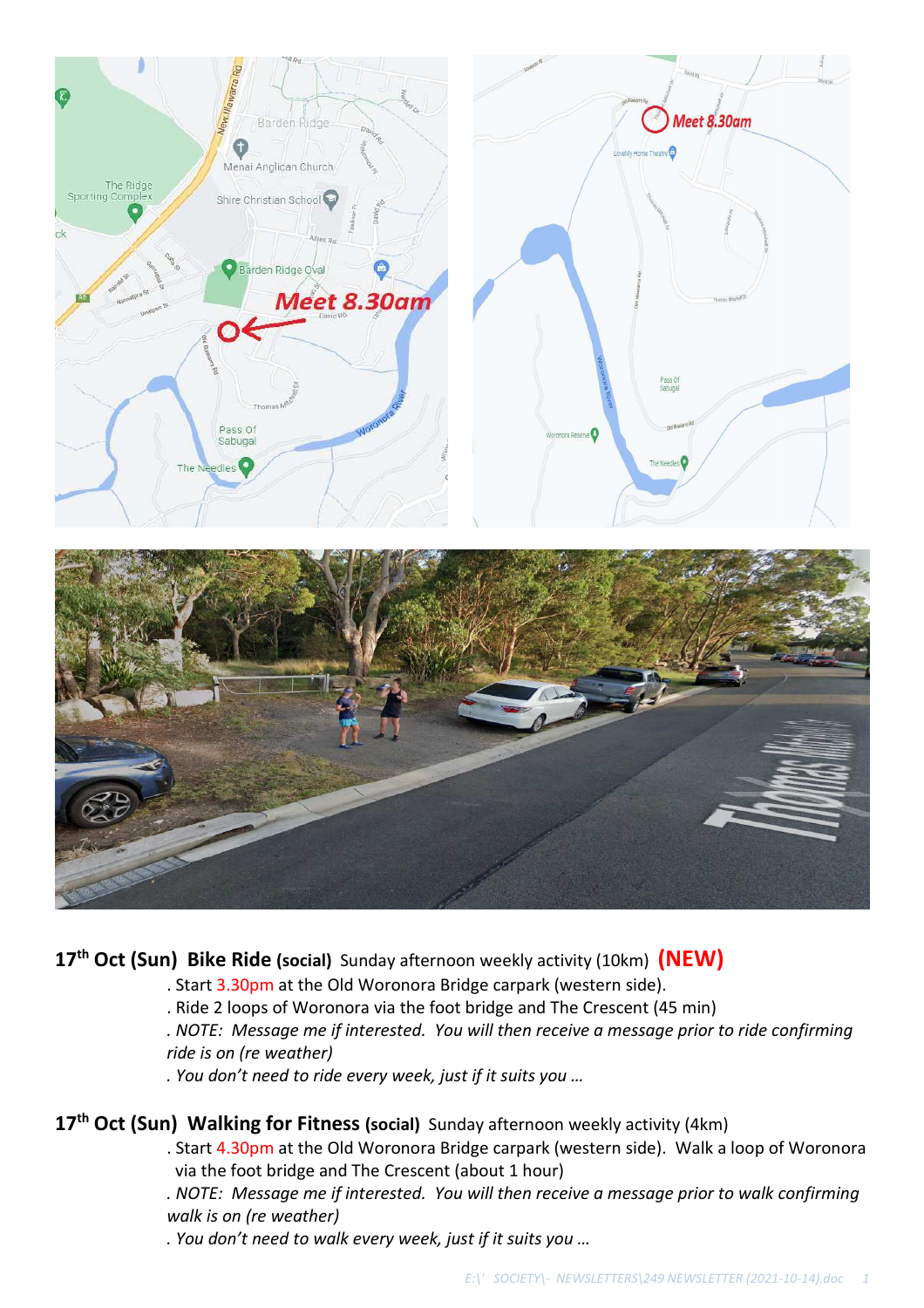**17th Oct (Sun) Bike Ride (social)** Sunday afternoon weekly activity (10km) **(NEW)**

. Start 3.30pm at the Old Woronora Bridge carpark (western side).

. Ride 2 loops of Woronora via the foot bridge and The Crescent (45 min)

*. NOTE: Message me if interested. You will then receive a message prior to ride confirming ride is on (re weather)*

*. You don't need to ride every week, just if it suits you …*

**17th Oct (Sun) Walking for Fitness (social)** Sunday afternoon weekly activity (4km)

. Start 4.30pm at the Old Woronora Bridge carpark (western side). Walk a loop of Woronora via the foot bridge and The Crescent (about 1 hour)

*. NOTE: Message me if interested. You will then receive a message prior to walk confirming walk is on (re weather)*

*. You don't need to walk every week, just if it suits you …*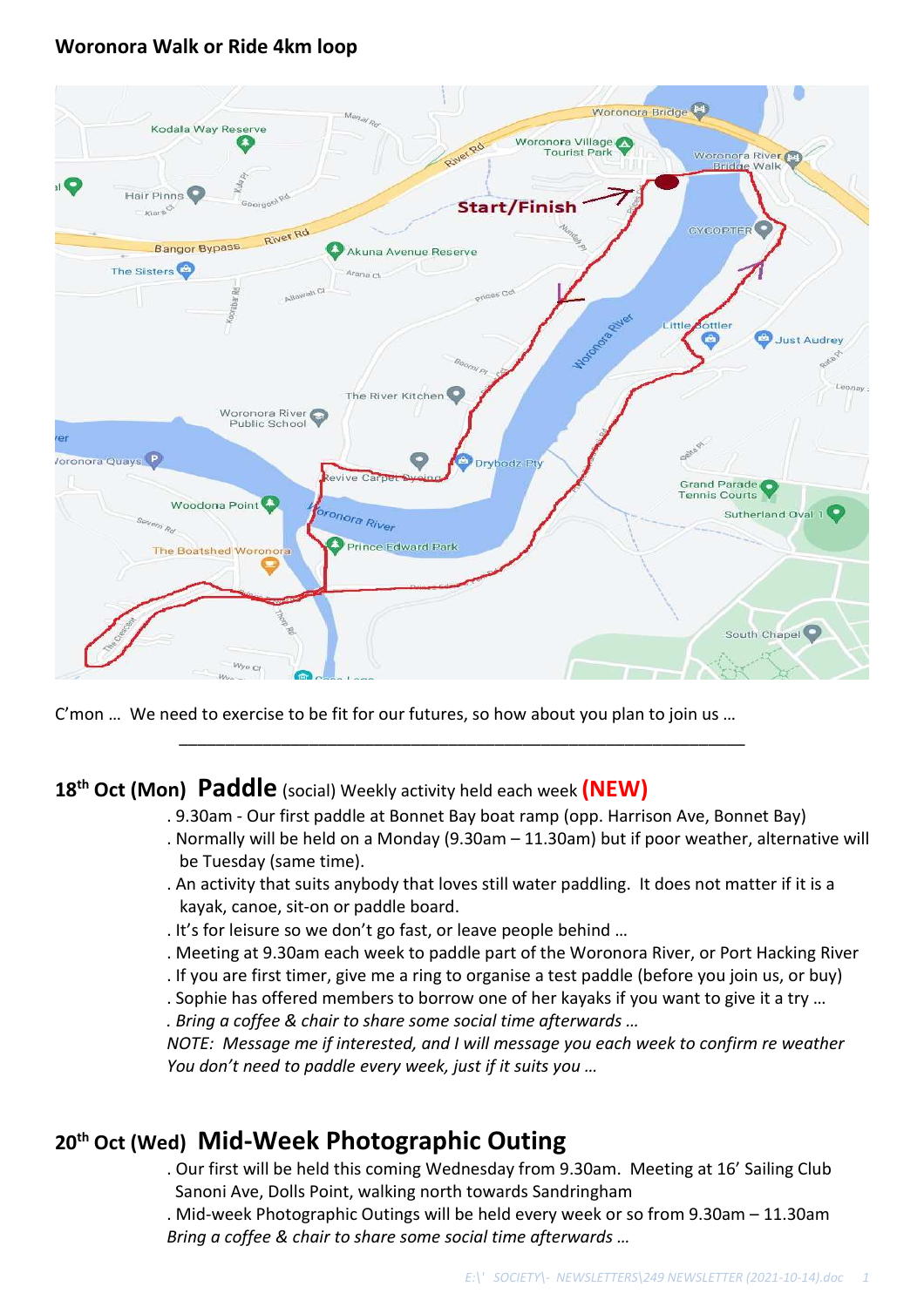**Woronora Walk or Ride 4km loop**

C'mon … We need to exercise to be fit for our futures, so how about you plan to join us …

---

## 18th Oct (Mon) **Paddle** (social) Weekly activity held each week **(NEW)**

. 9.30am - Our first paddle at Bonnet Bay boat ramp (opp. Harrison Ave, Bonnet Bay)
. Normally will be held on a Monday (9.30am – 11.30am) but if poor weather, alternative will be Tuesday (same time).
. An activity that suits anybody that loves still water paddling. It does not matter if it is a kayak, canoe, sit-on or paddle board.
. It's for leisure so we don't go fast, or leave people behind …
. Meeting at 9.30am each week to paddle part of the Woronora River, or Port Hacking River
. If you are first timer, give me a ring to organise a test paddle (before you join us, or buy)
. Sophie has offered members to borrow one of her kayaks if you want to give it a try …
*. Bring a coffee & chair to share some social time afterwards …*
*NOTE: Message me if interested, and I will message you each week to confirm re weather*
*You don't need to paddle every week, just if it suits you …*

## 20th Oct (Wed) Mid-Week Photographic Outing

. Our first will be held this coming Wednesday from 9.30am. Meeting at 16' Sailing Club Sanoni Ave, Dolls Point, walking north towards Sandringham
. Mid-week Photographic Outings will be held every week or so from 9.30am – 11.30am
*Bring a coffee & chair to share some social time afterwards …*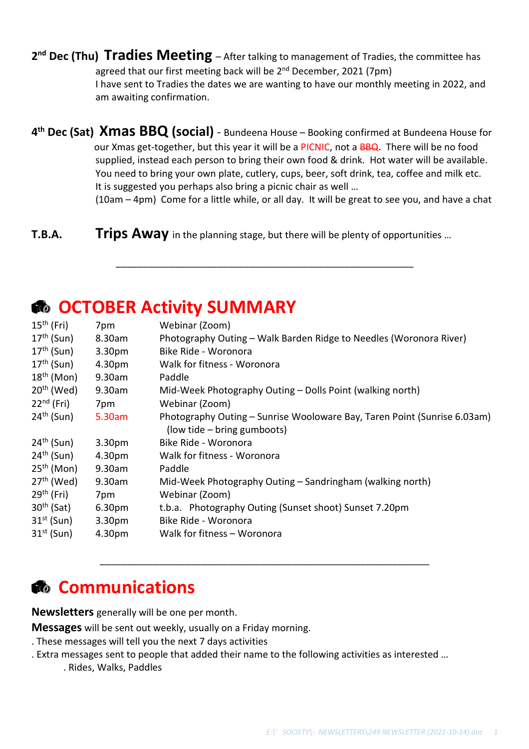**2nd Dec (Thu) Tradies Meeting** – After talking to management of Tradies, the committee has agreed that our first meeting back will be 2nd December, 2021 (7pm)
I have sent to Tradies the dates we are wanting to have our monthly meeting in 2022, and am awaiting confirmation.

**4th Dec (Sat) Xmas BBQ (social)** - Bundeena House – Booking confirmed at Bundeena House for our Xmas get-together, but this year it will be a PICNIC, not a ~~BBQ~~. There will be no food supplied, instead each person to bring their own food & drink. Hot water will be available. You need to bring your own plate, cutlery, cups, beer, soft drink, tea, coffee and milk etc. It is suggested you perhaps also bring a picnic chair as well …
(10am – 4pm) Come for a little while, or all day. It will be great to see you, and have a chat

**T.B.A. Trips Away** in the planning stage, but there will be plenty of opportunities …

---

## OCTOBER Activity SUMMARY

| | | |
|---|---|---|
| 15th (Fri) | 7pm | Webinar (Zoom) |
| 17th (Sun) | 8.30am | Photography Outing – Walk Barden Ridge to Needles (Woronora River) |
| 17th (Sun) | 3.30pm | Bike Ride - Woronora |
| 17th (Sun) | 4.30pm | Walk for fitness - Woronora |
| 18th (Mon) | 9.30am | Paddle |
| 20th (Wed) | 9.30am | Mid-Week Photography Outing – Dolls Point (walking north) |
| 22nd (Fri) | 7pm | Webinar (Zoom) |
| 24th (Sun) | 5.30am | Photography Outing – Sunrise Wooloware Bay, Taren Point (Sunrise 6.03am) (low tide – bring gumboots) |
| 24th (Sun) | 3.30pm | Bike Ride - Woronora |
| 24th (Sun) | 4.30pm | Walk for fitness - Woronora |
| 25th (Mon) | 9.30am | Paddle |
| 27th (Wed) | 9.30am | Mid-Week Photography Outing – Sandringham (walking north) |
| 29th (Fri) | 7pm | Webinar (Zoom) |
| 30th (Sat) | 6.30pm | t.b.a. Photography Outing (Sunset shoot) Sunset 7.20pm |
| 31st (Sun) | 3.30pm | Bike Ride - Woronora |
| 31st (Sun) | 4.30pm | Walk for fitness – Woronora |

---

## Communications

**Newsletters** generally will be one per month.

**Messages** will be sent out weekly, usually on a Friday morning.

. These messages will tell you the next 7 days activities

. Extra messages sent to people that added their name to the following activities as interested …

    . Rides, Walks, Paddles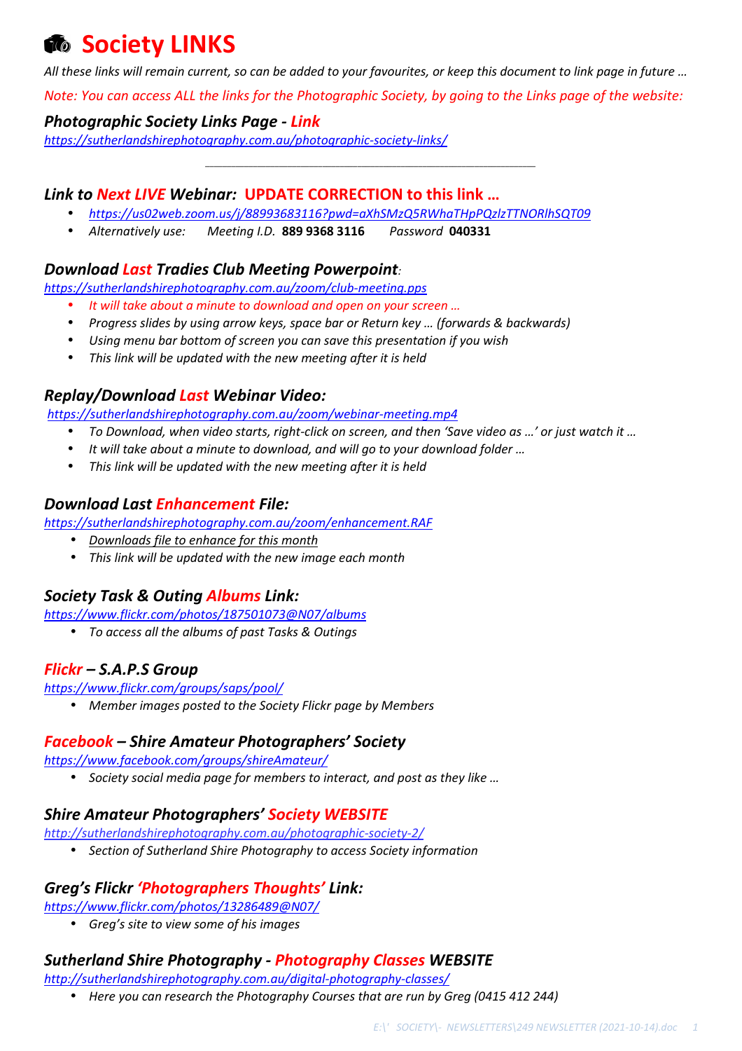# Society LINKS

*All these links will remain current, so can be added to your favourites, or keep this document to link page in future …*

*Note: You can access ALL the links for the Photographic Society, by going to the Links page of the website:*

### *Photographic Society Links Page - Link*

*https://sutherlandshirephotography.com.au/photographic-society-links/*

---

### *Link to Next LIVE Webinar:* UPDATE CORRECTION to this link …

- *https://us02web.zoom.us/j/88993683116?pwd=aXhSMzQ5RWhaTHpPQzlzTTNORlhSQT09*
- *Alternatively use: Meeting I.D.* **889 9368 3116** *Password* **040331**

### *Download Last Tradies Club Meeting Powerpoint:*

*https://sutherlandshirephotography.com.au/zoom/club-meeting.pps*

- *It will take about a minute to download and open on your screen …*
- *Progress slides by using arrow keys, space bar or Return key … (forwards & backwards)*
- *Using menu bar bottom of screen you can save this presentation if you wish*
- *This link will be updated with the new meeting after it is held*

### *Replay/Download Last Webinar Video:*

*https://sutherlandshirephotography.com.au/zoom/webinar-meeting.mp4*

- *To Download, when video starts, right-click on screen, and then 'Save video as …' or just watch it …*
- *It will take about a minute to download, and will go to your download folder …*
- *This link will be updated with the new meeting after it is held*

### *Download Last Enhancement File:*

*https://sutherlandshirephotography.com.au/zoom/enhancement.RAF*

- *Downloads file to enhance for this month*
- *This link will be updated with the new image each month*

### *Society Task & Outing Albums Link:*

*https://www.flickr.com/photos/187501073@N07/albums*

- *To access all the albums of past Tasks & Outings*

### *Flickr – S.A.P.S Group*

*https://www.flickr.com/groups/saps/pool/*

- *Member images posted to the Society Flickr page by Members*

### *Facebook – Shire Amateur Photographers' Society*

*https://www.facebook.com/groups/shireAmateur/*

- *Society social media page for members to interact, and post as they like …*

### *Shire Amateur Photographers' Society WEBSITE*

*http://sutherlandshirephotography.com.au/photographic-society-2/*

- *Section of Sutherland Shire Photography to access Society information*

### *Greg's Flickr 'Photographers Thoughts' Link:*

*https://www.flickr.com/photos/13286489@N07/*

- *Greg's site to view some of his images*

### *Sutherland Shire Photography - Photography Classes WEBSITE*

*http://sutherlandshirephotography.com.au/digital-photography-classes/*

- *Here you can research the Photography Courses that are run by Greg (0415 412 244)*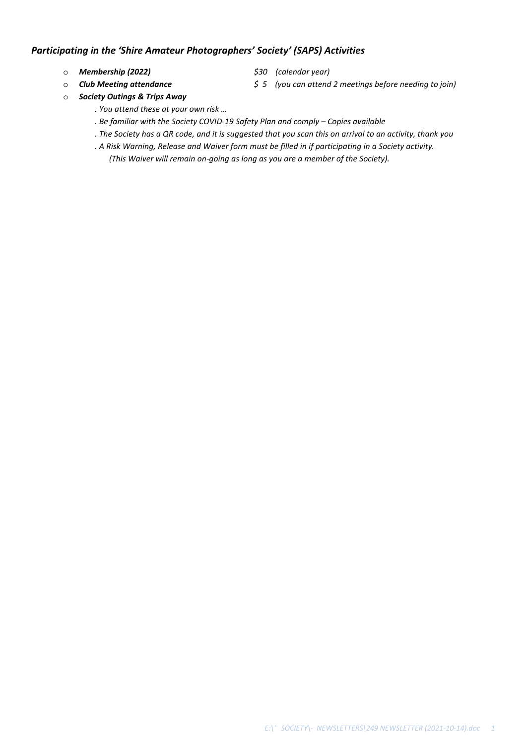### *Participating in the 'Shire Amateur Photographers' Society' (SAPS) Activities*

- ***Membership (2022)*** *$30 (calendar year)*
- ***Club Meeting attendance*** *$ 5 (you can attend 2 meetings before needing to join)*
- ***Society Outings & Trips Away***
  - *. You attend these at your own risk …*
  - *. Be familiar with the Society COVID-19 Safety Plan and comply – Copies available*
  - *. The Society has a QR code, and it is suggested that you scan this on arrival to an activity, thank you*
  - *. A Risk Warning, Release and Waiver form must be filled in if participating in a Society activity. (This Waiver will remain on-going as long as you are a member of the Society).*